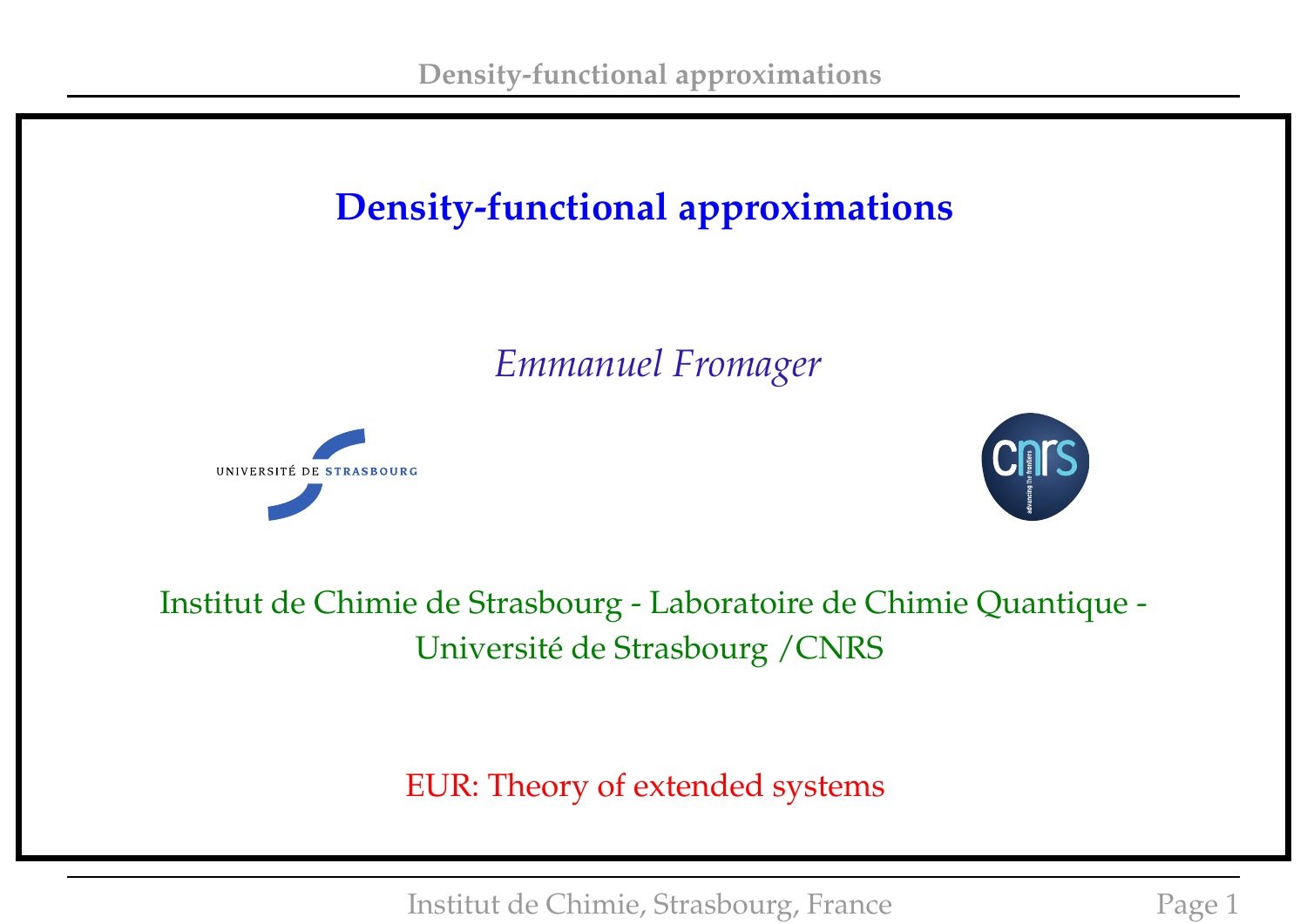# Density-functional approximations

*Emmanuel Fromager*

Institut de Chimie de Strasbourg - Laboratoire de Chimie Quantique - Université de Strasbourg /CNRS

EUR: Theory of extended systems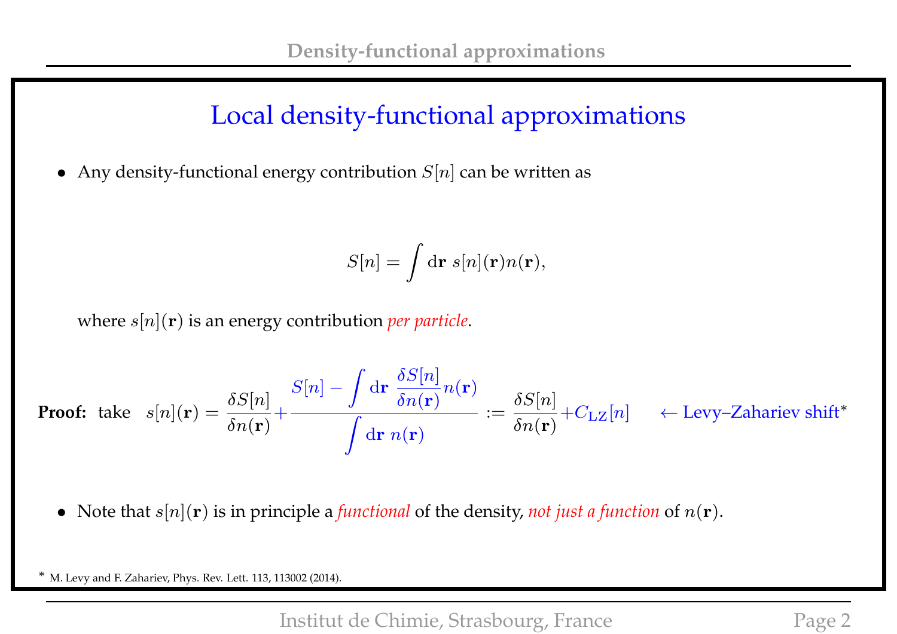# Local density-functional approximations

- Any density-functional energy contribution $S[n]$ can be written as

$$S[n] = \int \mathrm{d}\mathbf{r}\; s[n](\mathbf{r})n(\mathbf{r}),$$

where $s[n](\mathbf{r})$ is an energy contribution *per particle*.

**Proof:** take $s[n](\mathbf{r}) = \dfrac{\delta S[n]}{\delta n(\mathbf{r})} + \dfrac{S[n] - \displaystyle\int \mathrm{d}\mathbf{r}\; \dfrac{\delta S[n]}{\delta n(\mathbf{r})} n(\mathbf{r})}{\displaystyle\int \mathrm{d}\mathbf{r}\; n(\mathbf{r})} := \dfrac{\delta S[n]}{\delta n(\mathbf{r})} + C_{\mathrm{LZ}}[n]$ ← Levy–Zahariev shift*

- Note that $s[n](\mathbf{r})$ is in principle a *functional* of the density, *not just a function* of $n(\mathbf{r})$.

* M. Levy and F. Zahariev, Phys. Rev. Lett. 113, 113002 (2014).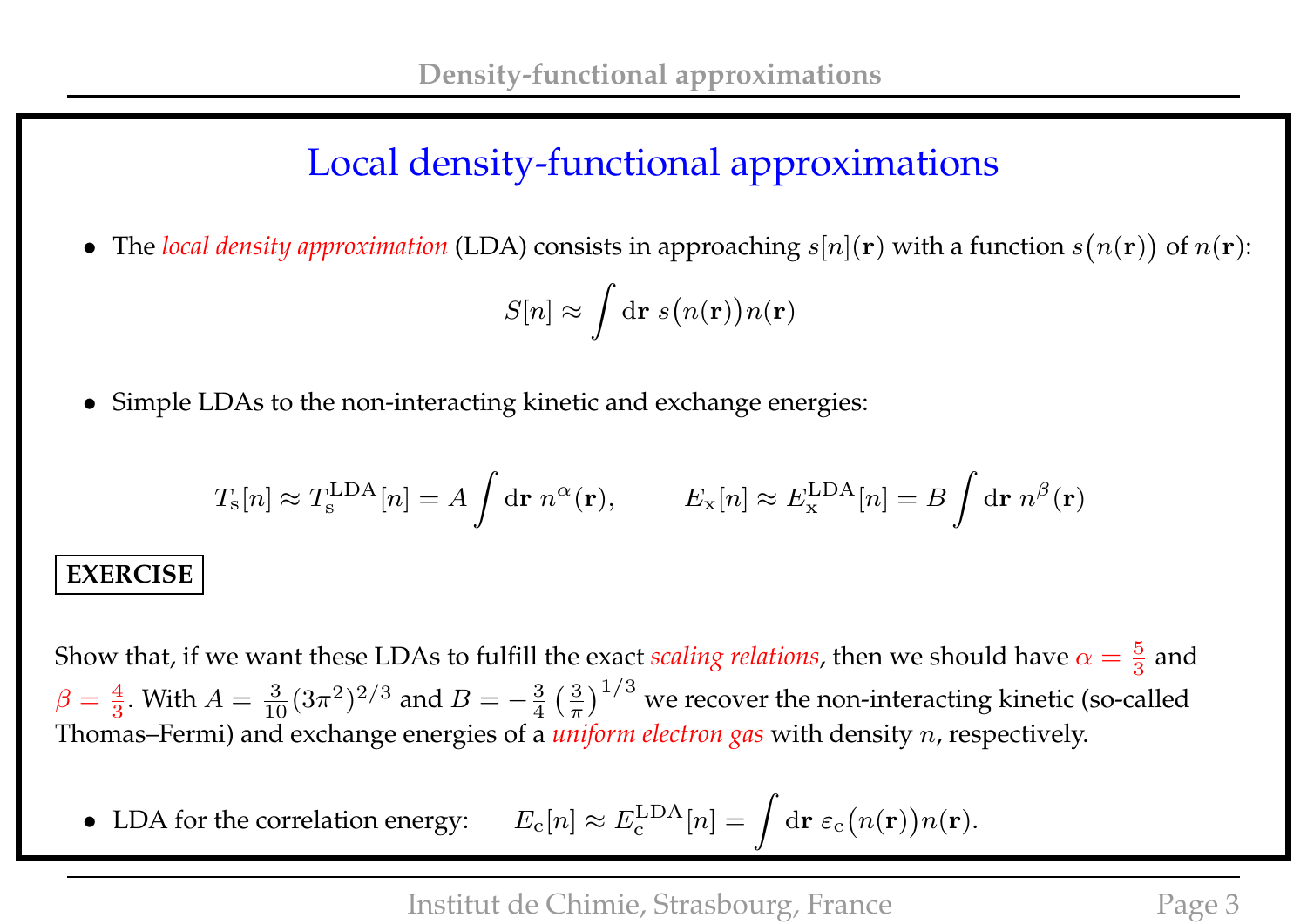# Local density-functional approximations

- The *local density approximation* (LDA) consists in approaching $s[n](\mathbf{r})$ with a function $s\big(n(\mathbf{r})\big)$ of $n(\mathbf{r})$:

$$S[n] \approx \int \mathrm{d}\mathbf{r}\; s\big(n(\mathbf{r})\big)n(\mathbf{r})$$

- Simple LDAs to the non-interacting kinetic and exchange energies:

$$T_\mathrm{s}[n] \approx T_\mathrm{s}^\mathrm{LDA}[n] = A\int \mathrm{d}\mathbf{r}\; n^\alpha(\mathbf{r}), \qquad E_\mathrm{x}[n] \approx E_\mathrm{x}^\mathrm{LDA}[n] = B\int \mathrm{d}\mathbf{r}\; n^\beta(\mathbf{r})$$

**EXERCISE**

Show that, if we want these LDAs to fulfill the exact *scaling relations*, then we should have $\alpha = \frac{5}{3}$ and $\beta = \frac{4}{3}$. With $A = \frac{3}{10}(3\pi^2)^{2/3}$ and $B = -\frac{3}{4}\left(\frac{3}{\pi}\right)^{1/3}$ we recover the non-interacting kinetic (so-called Thomas–Fermi) and exchange energies of a *uniform electron gas* with density $n$, respectively.

- LDA for the correlation energy: $\quad E_\mathrm{c}[n] \approx E_\mathrm{c}^\mathrm{LDA}[n] = \int \mathrm{d}\mathbf{r}\; \varepsilon_\mathrm{c}\big(n(\mathbf{r})\big)n(\mathbf{r})$.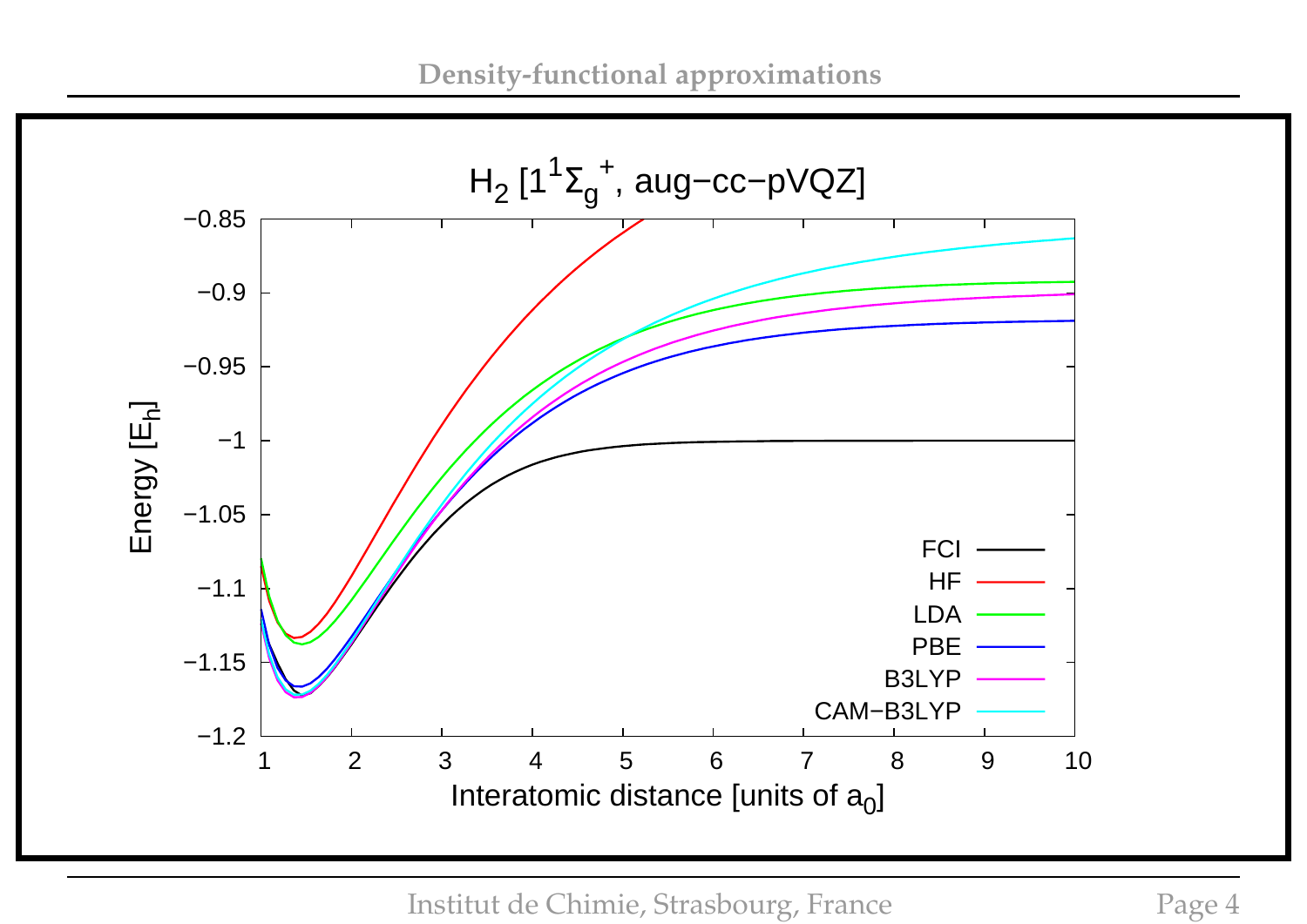$H_2$ [$1^1\Sigma_g^+$, aug−cc−pVQZ]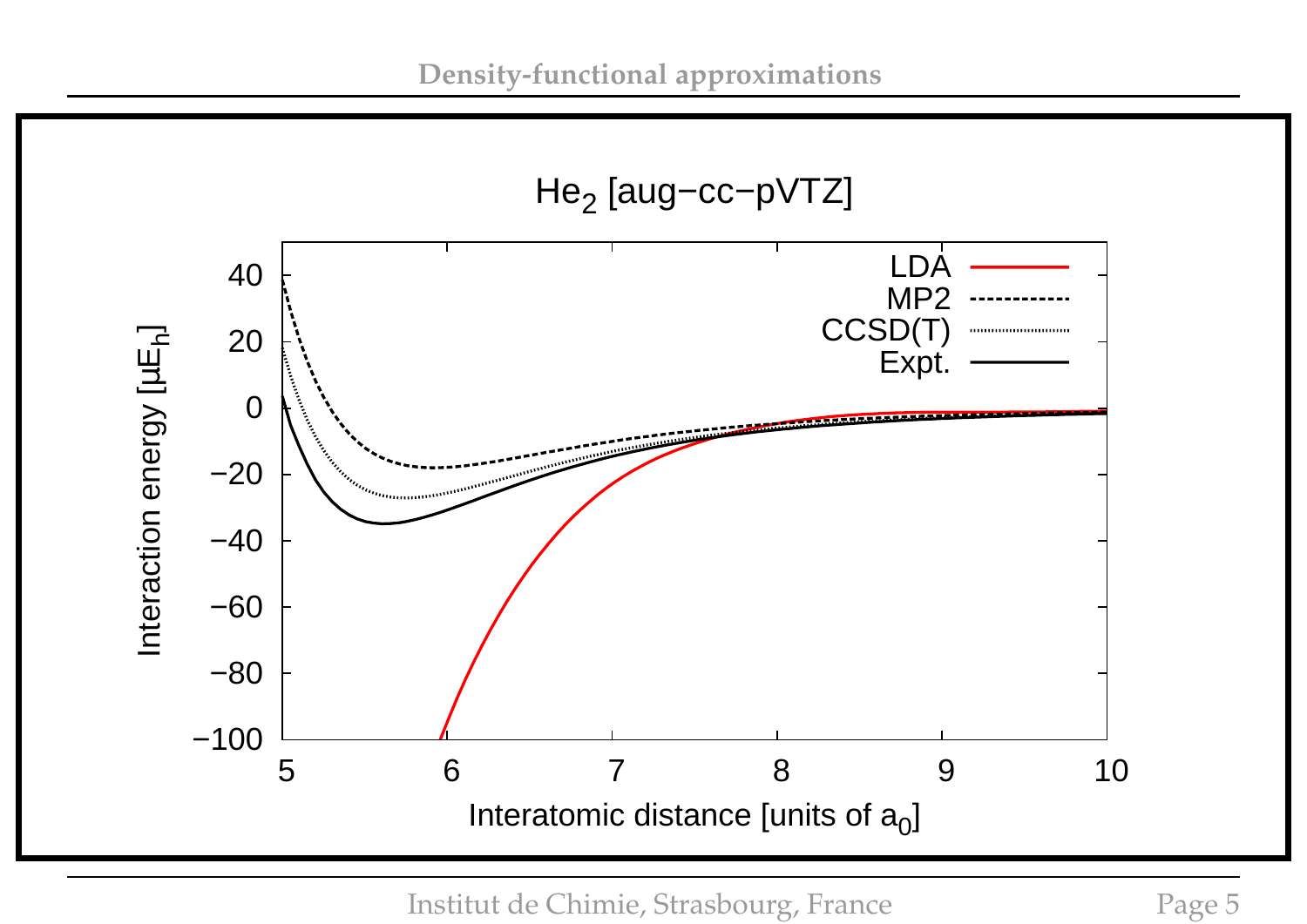## $He_2$ [aug−cc−pVTZ]

Interaction energy [$\mu E_h$]

Interatomic distance [units of $a_0$]

LDA

MP2

CCSD(T)

Expt.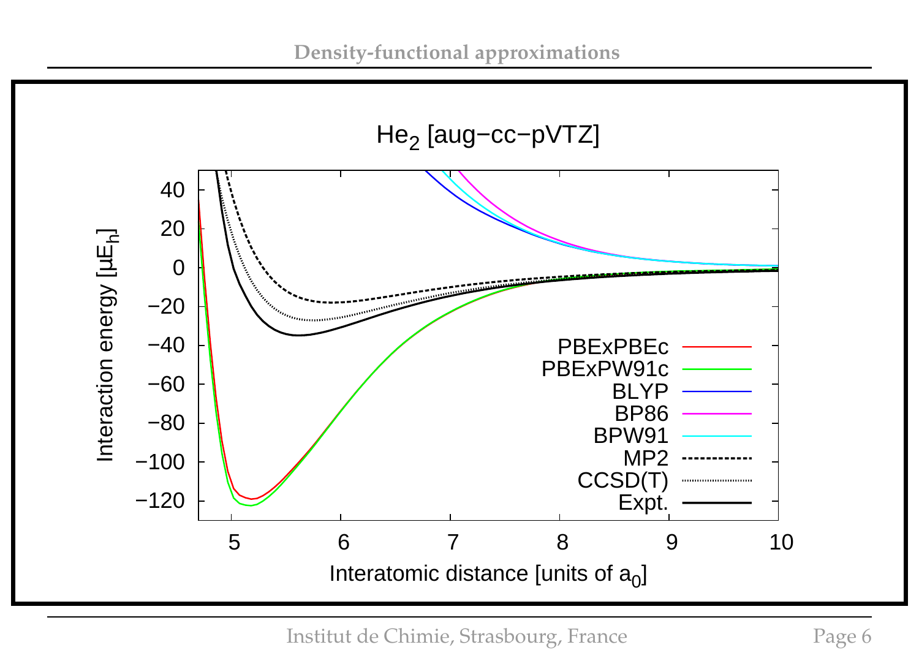# Density-functional approximations

$He_2$ [aug−cc−pVTZ]

Legend: PBExPBEc, PBExPW91c, BLYP, BP86, BPW91, MP2, CCSD(T), Expt.

Interaction energy [$\mu E_h$] vs. Interatomic distance [units of $a_0$]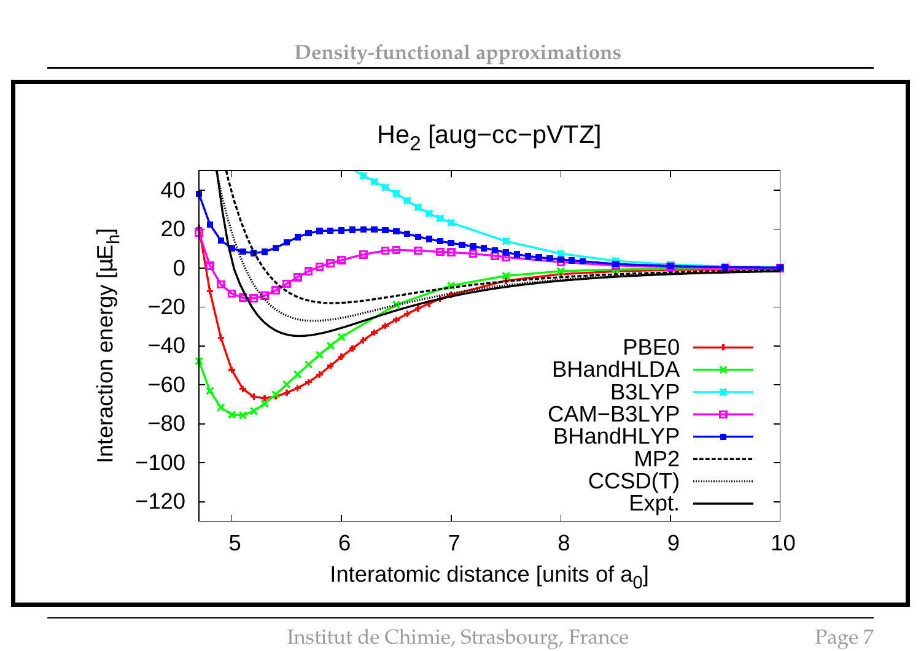$He_2$ [aug−cc−pVTZ]

Interaction energy [$\mu E_h$]

40
20
0
−20
−40
−60
−80
−100
−120

5
6
7
8
9
10

Interatomic distance [units of $a_0$]

PBE0
BHandHLDA
B3LYP
CAM−B3LYP
BHandHLYP
MP2
CCSD(T)
Expt.